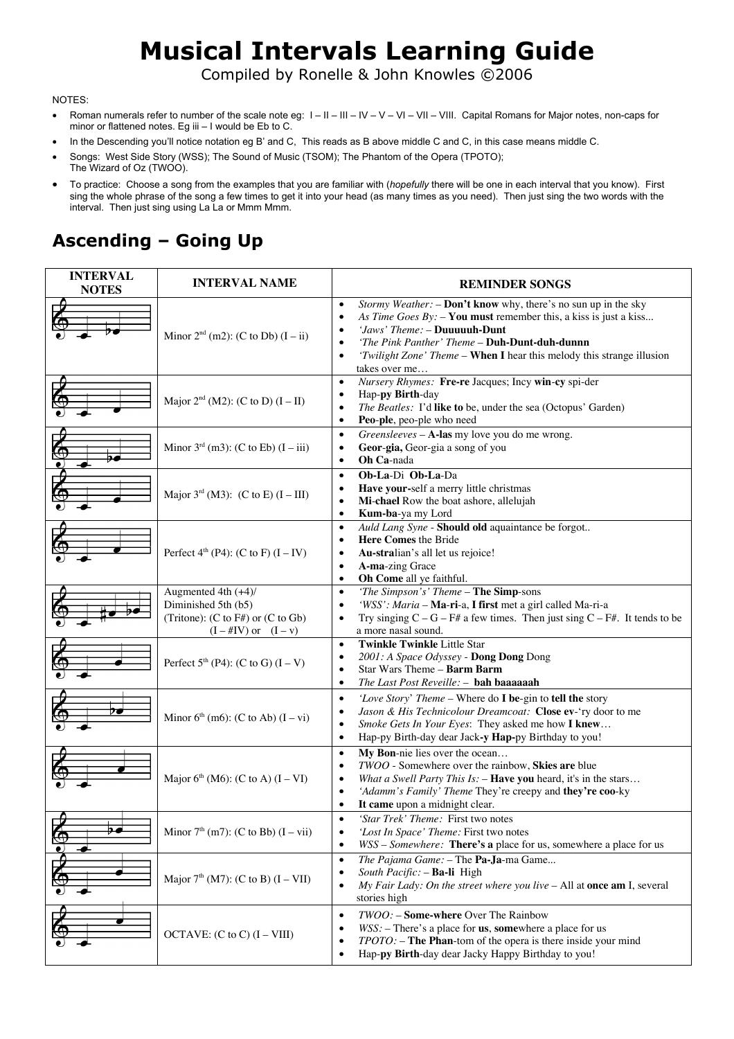# Musical Intervals Learning Guide

Compiled by Ronelle & John Knowles ©2006

NOTES:

- Roman numerals refer to number of the scale note eg: I – II – III – IV – V – VI – VII – VIII. Capital Romans for Major notes, non-caps for minor or flattened notes. Eg iii – I would be Eb to C.
- In the Descending you'll notice notation eg B' and C, This reads as B above middle C and C, in this case means middle C.
- Songs: West Side Story (WSS); The Sound of Music (TSOM); The Phantom of the Opera (TPOTO); The Wizard of Oz (TWOO).
- To practice: Choose a song from the examples that you are familiar with (*hopefully* there will be one in each interval that you know). First sing the whole phrase of the song a few times to get it into your head (as many times as you need). Then just sing the two words with the interval. Then just sing using La La or Mmm Mmm.

## Ascending – Going Up

| INTERVAL NOTES | INTERVAL NAME | REMINDER SONGS |
|---|---|---|
| | Minor 2nd (m2): (C to Db) (I – ii) | • *Stormy Weather:* – **Don't know** why, there's no sun up in the sky<br>• *As Time Goes By:* – **You must** remember this, a kiss is just a kiss...<br>• *'Jaws' Theme:* – **Duuuuuh-Dunt**<br>• *'The Pink Panther' Theme* – **Duh-Dunt-duh-dunnn**<br>• *'Twilight Zone' Theme* – **When I** hear this melody this strange illusion takes over me… |
| | Major 2nd (M2): (C to D) (I – II) | • *Nursery Rhymes:* **Fre-re** Jacques; Incy **win-cy** spi-der<br>• Hap-**py Birth**-day<br>• *The Beatles:* I'd **like to** be, under the sea (Octopus' Garden)<br>• **Peo-ple**, peo-ple who need |
| | Minor 3rd (m3): (C to Eb) (I – iii) | • *Greensleeves* – **A-las** my love you do me wrong.<br>• **Geor-gia,** Geor-gia a song of you<br>• **Oh Ca**-nada |
| | Major 3rd (M3): (C to E) (I – III) | • **Ob-La**-Di **Ob-La**-Da<br>• **Have your-**self a merry little christmas<br>• **Mi-chael** Row the boat ashore, allelujah<br>• **Kum-ba**-ya my Lord |
| | Perfect 4th (P4): (C to F) (I – IV) | • *Auld Lang Syne* - **Should old** aquaintance be forgot..<br>• **Here Comes** the Bride<br>• **Au-stra**lian's all let us rejoice!<br>• **A-ma**-zing Grace<br>• **Oh Come** all ye faithful. |
| | Augmented 4th (+4)/ Diminished 5th (b5) (Tritone): (C to F#) or (C to Gb) (I – #IV) or (I – v) | • *'The Simpson's' Theme* – **The Simp**-sons<br>• *'WSS': Maria* – **Ma-ri**-a, **I first** met a girl called Ma-ri-a<br>• Try singing C – G – F# a few times. Then just sing C – F#. It tends to be a more nasal sound. |
| | Perfect 5th (P4): (C to G) (I – V) | • **Twinkle Twinkle** Little Star<br>• *2001: A Space Odyssey* - **Dong Dong** Dong<br>• Star Wars Theme – **Barm Barm**<br>• *The Last Post Reveille:* – **bah baaaaaah** |
| | Minor 6th (m6): (C to Ab) (I – vi) | • *'Love Story' Theme* – Where do **I be**-gin to **tell the** story<br>• *Jason & His Technicolour Dreamcoat:* **Close ev**-'ry door to me<br>• *Smoke Gets In Your Eyes*: They asked me how **I knew**…<br>• Hap-py Birth-day dear Jack**-y Hap-**py Birthday to you! |
| | Major 6th (M6): (C to A) (I – VI) | • **My Bon**-nie lies over the ocean…<br>• *TWOO* - Somewhere over the rainbow, **Skies are** blue<br>• *What a Swell Party This Is:* – **Have you** heard, it's in the stars…<br>• *'Adamm's Family' Theme* They're creepy and **they're coo**-ky<br>• **It came** upon a midnight clear. |
| | Minor 7th (m7): (C to Bb) (I – vii) | • *'Star Trek' Theme:* First two notes<br>• *'Lost In Space' Theme:* First two notes<br>• *WSS – Somewhere:* **There's a** place for us, somewhere a place for us |
| | Major 7th (M7): (C to B) (I – VII) | • *The Pajama Game:* – The **Pa-Ja**-ma Game...<br>• *South Pacific:* – **Ba-li** High<br>• *My Fair Lady: On the street where you live* – All at **once am** I, several stories high |
| | OCTAVE: (C to C) (I – VIII) | • *TWOO:* – **Some-where** Over The Rainbow<br>• *WSS:* – There's a place for **us**, **some**where a place for us<br>• *TPOTO:* – **The Phan**-tom of the opera is there inside your mind<br>• Hap-**py Birth**-day dear Jacky Happy Birthday to you! |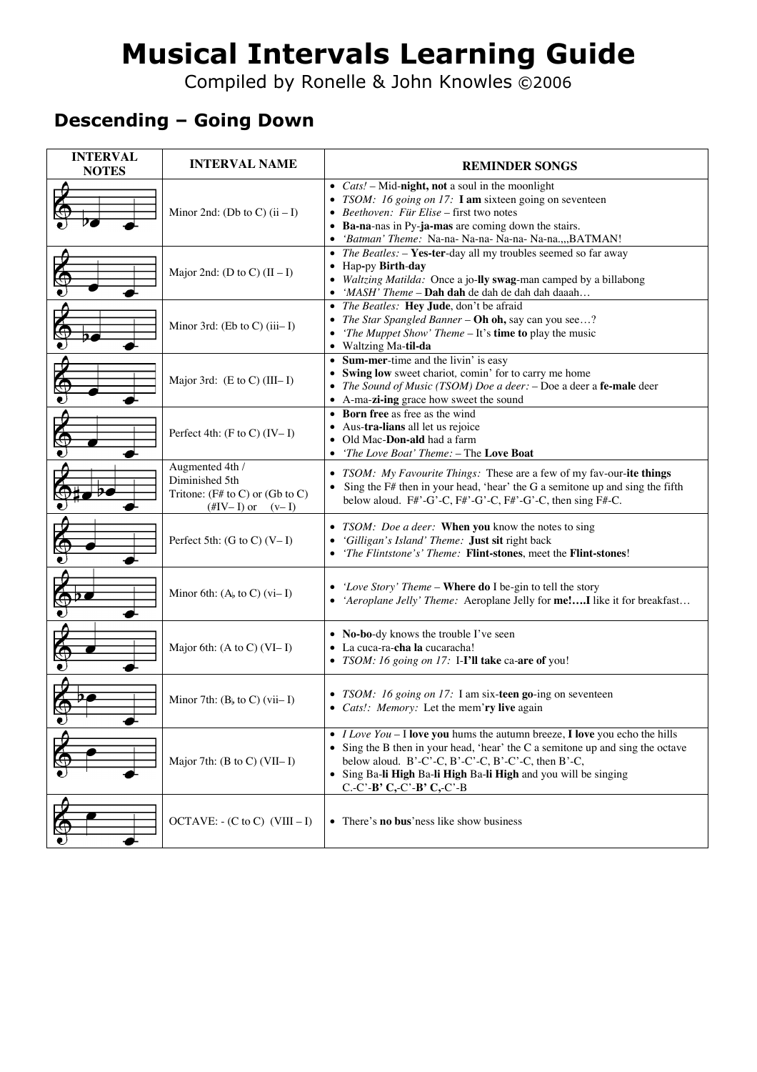# Musical Intervals Learning Guide

Compiled by Ronelle & John Knowles ©2006

## Descending – Going Down

| INTERVAL NOTES | INTERVAL NAME | REMINDER SONGS |
|---|---|---|
| | Minor 2nd: (Db to C) (ii – I) | • *Cats!* – Mid-**night, not** a soul in the moonlight<br>• *TSOM: 16 going on 17:* **I am** sixteen going on seventeen<br>• *Beethoven: Für Elise* – first two notes<br>• **Ba-na**-nas in Py-**ja-mas** are coming down the stairs.<br>• *'Batman' Theme:* Na-na- Na-na- Na-na- Na-na.,,,BATMAN! |
| | Major 2nd: (D to C) (II – I) | • *The Beatles:* – **Yes-ter**-day all my troubles seemed so far away<br>• Hap-py **Birth-day**<br>• *Waltzing Matilda:* Once a jo-**lly swag**-man camped by a billabong<br>• *'MASH' Theme* – **Dah dah** de dah de dah dah daaah… |
| | Minor 3rd: (Eb to C) (iii– I) | • *The Beatles:* **Hey Jude**, don't be afraid<br>• *The Star Spangled Banner* – **Oh oh,** say can you see…?<br>• *'The Muppet Show' Theme* – It's **time to** play the music<br>• Waltzing Ma-**til-da** |
| | Major 3rd: (E to C) (III– I) | • **Sum-mer**-time and the livin' is easy<br>• **Swing low** sweet chariot, comin' for to carry me home<br>• *The Sound of Music (TSOM) Doe a deer:* – Doe a deer a **fe-male** deer<br>• A-ma-**zi-ing** grace how sweet the sound |
| | Perfect 4th: (F to C) (IV– I) | • **Born free** as free as the wind<br>• Aus-**tra-lians** all let us rejoice<br>• Old Mac-**Don-ald** had a farm<br>• *'The Love Boat' Theme:* – The **Love Boat** |
| | Augmented 4th / Diminished 5th Tritone: (F# to C) or (Gb to C) (#IV– I) or (v– I) | • *TSOM: My Favourite Things:* These are a few of my fav-our-**ite things**<br>• Sing the F# then in your head, 'hear' the G a semitone up and sing the fifth below aloud. F#'-G'-C, F#'-G'-C, F#'-G'-C, then sing F#-C. |
| | Perfect 5th: (G to C) (V– I) | • *TSOM: Doe a deer:* **When you** know the notes to sing<br>• *'Gilligan's Island' Theme:* **Just sit** right back<br>• *'The Flintstone's' Theme:* **Flint-stones**, meet the **Flint-stones**! |
| | Minor 6th: (A♭ to C) (vi– I) | • *'Love Story' Theme* – **Where do** I be-gin to tell the story<br>• *'Aeroplane Jelly' Theme:* Aeroplane Jelly for **me!….I** like it for breakfast… |
| | Major 6th: (A to C) (VI– I) | • **No-bo**-dy knows the trouble I've seen<br>• La cuca-ra-**cha la** cucaracha!<br>• *TSOM: 16 going on 17:* I-**I'll take** ca-**are of** you! |
| | Minor 7th: (B♭ to C) (vii– I) | • *TSOM: 16 going on 17:* I am six-**teen go**-ing on seventeen<br>• *Cats!: Memory:* Let the mem'**ry live** again |
| | Major 7th: (B to C) (VII– I) | • *I Love You* – I **love you** hums the autumn breeze, **I love** you echo the hills<br>• Sing the B then in your head, 'hear' the C a semitone up and sing the octave below aloud. B'-C'-C, B'-C'-C, B'-C'-C, then B'-C,<br>• Sing Ba-**li High** Ba-**li High** Ba-**li High** and you will be singing C.-C'-**B' C,**-C'-**B' C,**-C'-B |
| | OCTAVE: - (C to C) (VIII – I) | • There's **no bus**'ness like show business |